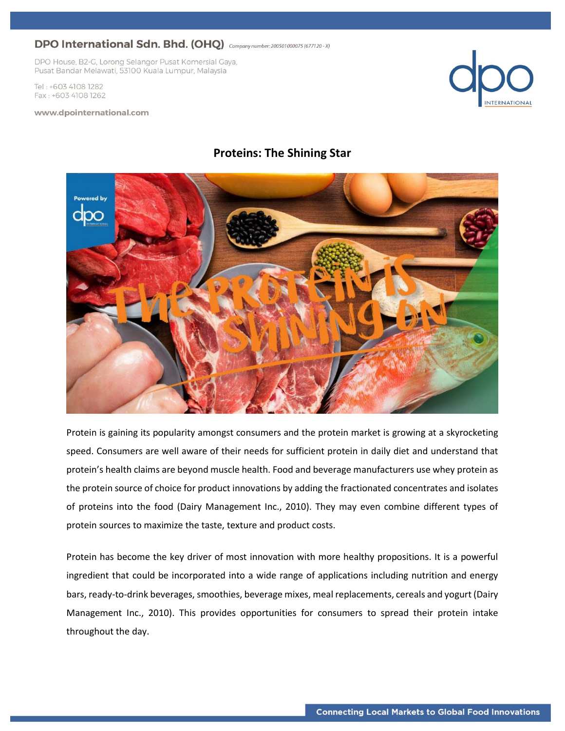**DPO International Sdn. Bhd. (OHQ)** *Company number: 200501000075 (677120 - X)*

DPO House, B2-G, Lorong Selangor Pusat Komersial Gaya,
Pusat Bandar Melawati, 53100 Kuala Lumpur, Malaysia

Tel : +603 4108 1282
Fax : +603 4108 1262

**www.dpointernational.com**

# Proteins: The Shining Star

Protein is gaining its popularity amongst consumers and the protein market is growing at a skyrocketing speed. Consumers are well aware of their needs for sufficient protein in daily diet and understand that protein's health claims are beyond muscle health. Food and beverage manufacturers use whey protein as the protein source of choice for product innovations by adding the fractionated concentrates and isolates of proteins into the food (Dairy Management Inc., 2010). They may even combine different types of protein sources to maximize the taste, texture and product costs.

Protein has become the key driver of most innovation with more healthy propositions. It is a powerful ingredient that could be incorporated into a wide range of applications including nutrition and energy bars, ready-to-drink beverages, smoothies, beverage mixes, meal replacements, cereals and yogurt (Dairy Management Inc., 2010). This provides opportunities for consumers to spread their protein intake throughout the day.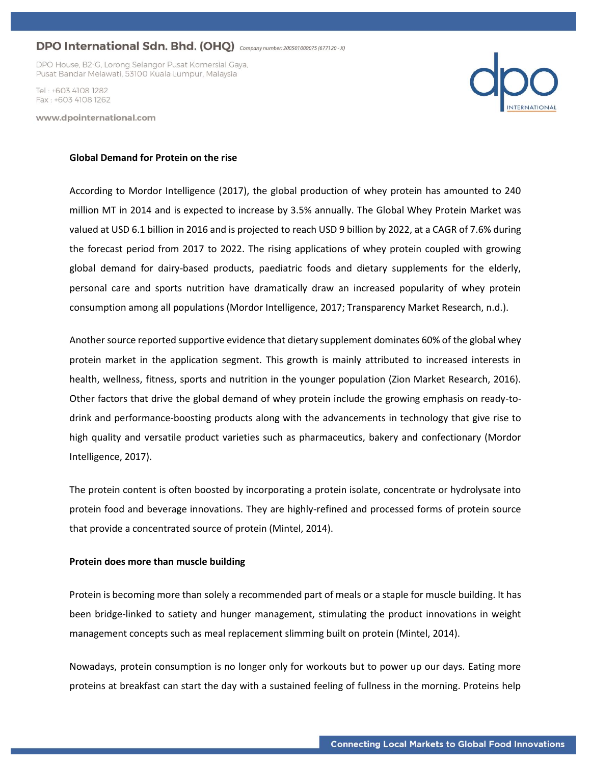**Global Demand for Protein on the rise**

According to Mordor Intelligence (2017), the global production of whey protein has amounted to 240 million MT in 2014 and is expected to increase by 3.5% annually. The Global Whey Protein Market was valued at USD 6.1 billion in 2016 and is projected to reach USD 9 billion by 2022, at a CAGR of 7.6% during the forecast period from 2017 to 2022. The rising applications of whey protein coupled with growing global demand for dairy-based products, paediatric foods and dietary supplements for the elderly, personal care and sports nutrition have dramatically draw an increased popularity of whey protein consumption among all populations (Mordor Intelligence, 2017; Transparency Market Research, n.d.).

Another source reported supportive evidence that dietary supplement dominates 60% of the global whey protein market in the application segment. This growth is mainly attributed to increased interests in health, wellness, fitness, sports and nutrition in the younger population (Zion Market Research, 2016). Other factors that drive the global demand of whey protein include the growing emphasis on ready-to-drink and performance-boosting products along with the advancements in technology that give rise to high quality and versatile product varieties such as pharmaceutics, bakery and confectionary (Mordor Intelligence, 2017).

The protein content is often boosted by incorporating a protein isolate, concentrate or hydrolysate into protein food and beverage innovations. They are highly-refined and processed forms of protein source that provide a concentrated source of protein (Mintel, 2014).

**Protein does more than muscle building**

Protein is becoming more than solely a recommended part of meals or a staple for muscle building. It has been bridge-linked to satiety and hunger management, stimulating the product innovations in weight management concepts such as meal replacement slimming built on protein (Mintel, 2014).

Nowadays, protein consumption is no longer only for workouts but to power up our days. Eating more proteins at breakfast can start the day with a sustained feeling of fullness in the morning. Proteins help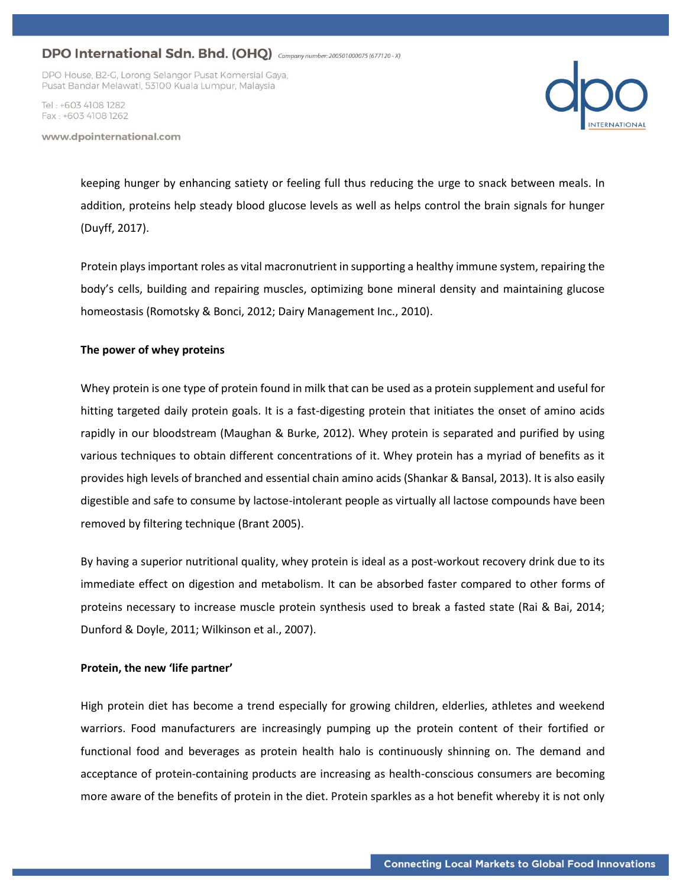keeping hunger by enhancing satiety or feeling full thus reducing the urge to snack between meals. In addition, proteins help steady blood glucose levels as well as helps control the brain signals for hunger (Duyff, 2017).

Protein plays important roles as vital macronutrient in supporting a healthy immune system, repairing the body's cells, building and repairing muscles, optimizing bone mineral density and maintaining glucose homeostasis (Romotsky & Bonci, 2012; Dairy Management Inc., 2010).

**The power of whey proteins**

Whey protein is one type of protein found in milk that can be used as a protein supplement and useful for hitting targeted daily protein goals. It is a fast-digesting protein that initiates the onset of amino acids rapidly in our bloodstream (Maughan & Burke, 2012). Whey protein is separated and purified by using various techniques to obtain different concentrations of it. Whey protein has a myriad of benefits as it provides high levels of branched and essential chain amino acids (Shankar & Bansal, 2013). It is also easily digestible and safe to consume by lactose-intolerant people as virtually all lactose compounds have been removed by filtering technique (Brant 2005).

By having a superior nutritional quality, whey protein is ideal as a post-workout recovery drink due to its immediate effect on digestion and metabolism. It can be absorbed faster compared to other forms of proteins necessary to increase muscle protein synthesis used to break a fasted state (Rai & Bai, 2014; Dunford & Doyle, 2011; Wilkinson et al., 2007).

**Protein, the new 'life partner'**

High protein diet has become a trend especially for growing children, elderlies, athletes and weekend warriors. Food manufacturers are increasingly pumping up the protein content of their fortified or functional food and beverages as protein health halo is continuously shinning on. The demand and acceptance of protein-containing products are increasing as health-conscious consumers are becoming more aware of the benefits of protein in the diet. Protein sparkles as a hot benefit whereby it is not only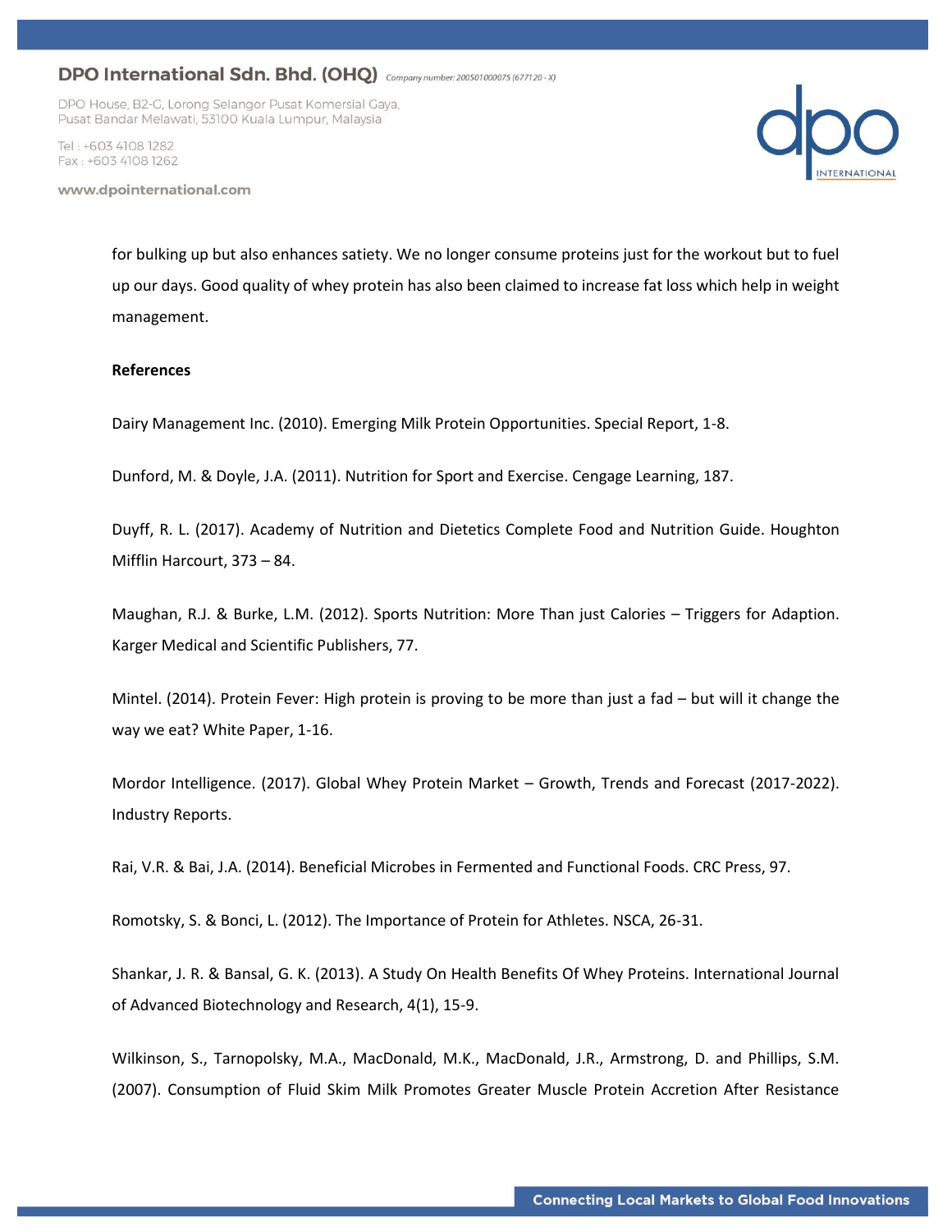for bulking up but also enhances satiety. We no longer consume proteins just for the workout but to fuel up our days. Good quality of whey protein has also been claimed to increase fat loss which help in weight management.

**References**

Dairy Management Inc. (2010). Emerging Milk Protein Opportunities. Special Report, 1-8.

Dunford, M. & Doyle, J.A. (2011). Nutrition for Sport and Exercise. Cengage Learning, 187.

Duyff, R. L. (2017). Academy of Nutrition and Dietetics Complete Food and Nutrition Guide. Houghton Mifflin Harcourt, 373 – 84.

Maughan, R.J. & Burke, L.M. (2012). Sports Nutrition: More Than just Calories – Triggers for Adaption. Karger Medical and Scientific Publishers, 77.

Mintel. (2014). Protein Fever: High protein is proving to be more than just a fad – but will it change the way we eat? White Paper, 1-16.

Mordor Intelligence. (2017). Global Whey Protein Market – Growth, Trends and Forecast (2017-2022). Industry Reports.

Rai, V.R. & Bai, J.A. (2014). Beneficial Microbes in Fermented and Functional Foods. CRC Press, 97.

Romotsky, S. & Bonci, L. (2012). The Importance of Protein for Athletes. NSCA, 26-31.

Shankar, J. R. & Bansal, G. K. (2013). A Study On Health Benefits Of Whey Proteins. International Journal of Advanced Biotechnology and Research, 4(1), 15-9.

Wilkinson, S., Tarnopolsky, M.A., MacDonald, M.K., MacDonald, J.R., Armstrong, D. and Phillips, S.M. (2007). Consumption of Fluid Skim Milk Promotes Greater Muscle Protein Accretion After Resistance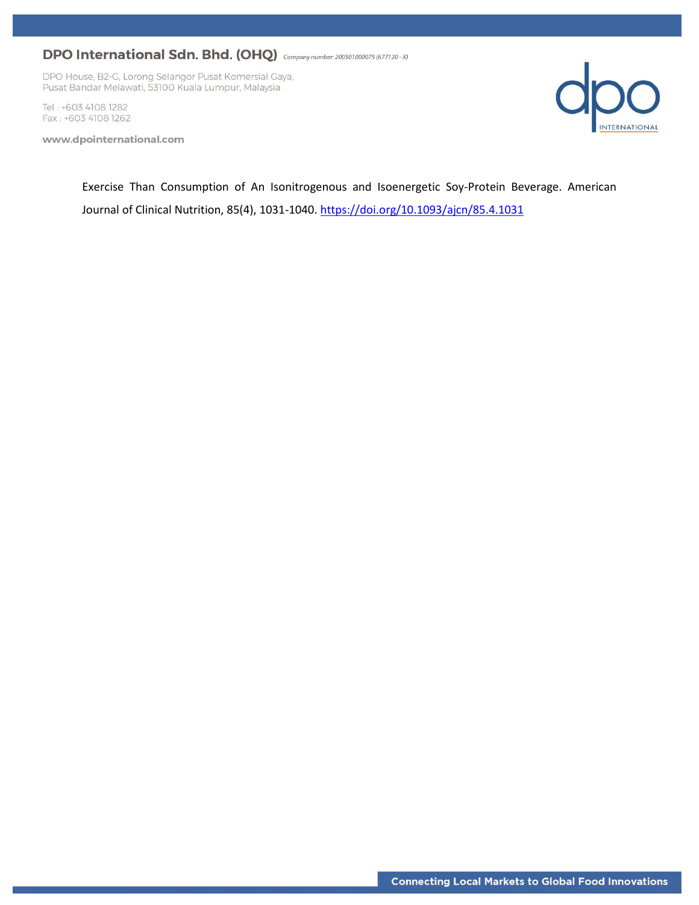Exercise Than Consumption of An Isonitrogenous and Isoenergetic Soy-Protein Beverage. American Journal of Clinical Nutrition, 85(4), 1031-1040. https://doi.org/10.1093/ajcn/85.4.1031